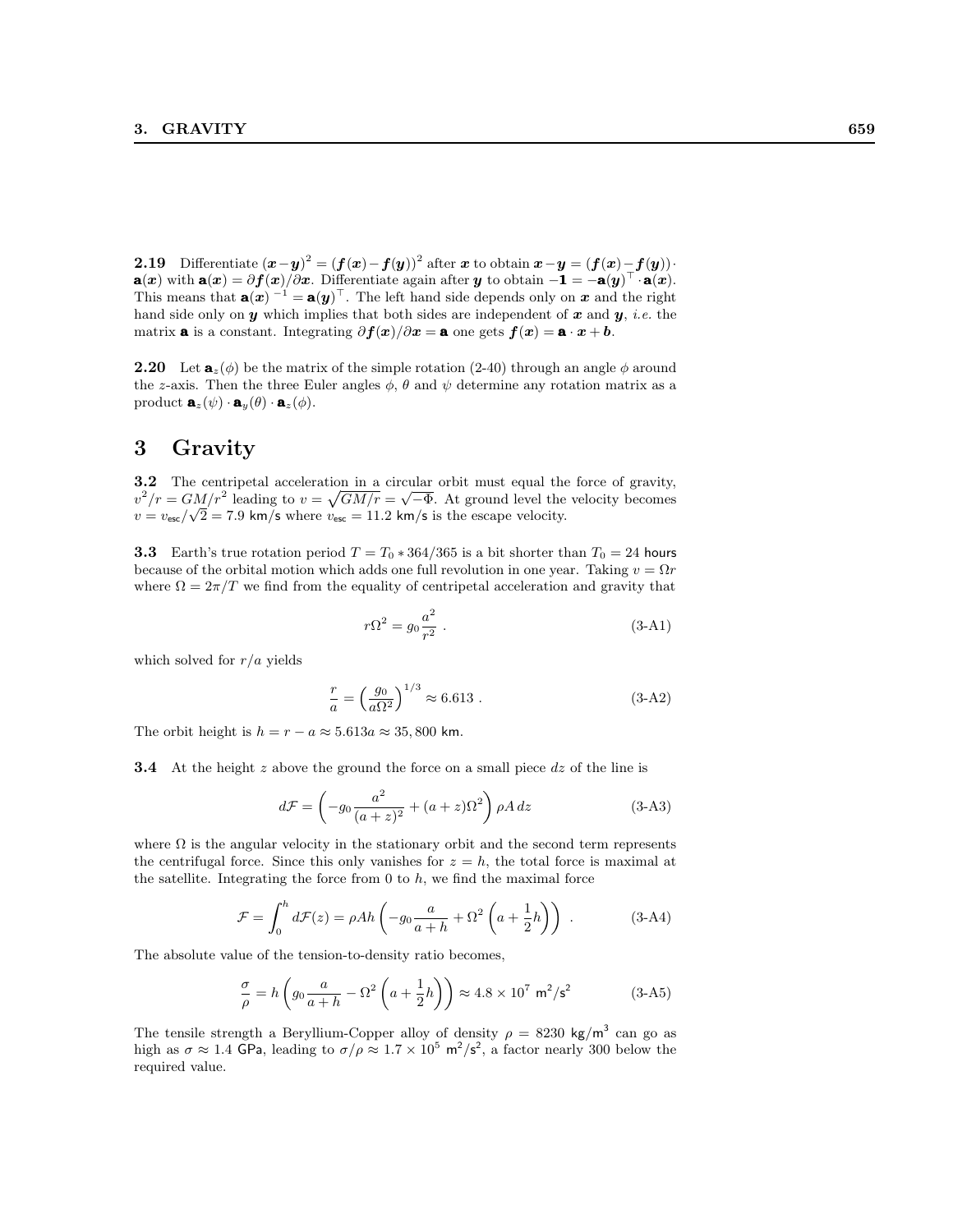**2.19** Differentiate $(\boldsymbol{x}-\boldsymbol{y})^2 = (\boldsymbol{f}(\boldsymbol{x})-\boldsymbol{f}(\boldsymbol{y}))^2$ after $\boldsymbol{x}$ to obtain $\boldsymbol{x}-\boldsymbol{y} = (\boldsymbol{f}(\boldsymbol{x})-\boldsymbol{f}(\boldsymbol{y}))\cdot \mathbf{a}(\boldsymbol{x})$ with $\mathbf{a}(\boldsymbol{x}) = \partial \boldsymbol{f}(\boldsymbol{x})/\partial \boldsymbol{x}$. Differentiate again after $\boldsymbol{y}$ to obtain $-\mathbf{1} = -\mathbf{a}(\boldsymbol{y})^\top \cdot \mathbf{a}(\boldsymbol{x})$. This means that $\mathbf{a}(\boldsymbol{x})^{-1} = \mathbf{a}(\boldsymbol{y})^\top$. The left hand side depends only on $\boldsymbol{x}$ and the right hand side only on $\boldsymbol{y}$ which implies that both sides are independent of $\boldsymbol{x}$ and $\boldsymbol{y}$, *i.e.* the matrix $\mathbf{a}$ is a constant. Integrating $\partial \boldsymbol{f}(\boldsymbol{x})/\partial \boldsymbol{x} = \mathbf{a}$ one gets $\boldsymbol{f}(\boldsymbol{x}) = \mathbf{a}\cdot \boldsymbol{x} + \boldsymbol{b}$.

**2.20** Let $\mathbf{a}_z(\phi)$ be the matrix of the simple rotation (2-40) through an angle $\phi$ around the $z$-axis. Then the three Euler angles $\phi$, $\theta$ and $\psi$ determine any rotation matrix as a product $\mathbf{a}_z(\psi)\cdot \mathbf{a}_y(\theta)\cdot \mathbf{a}_z(\phi)$.

# 3 Gravity

**3.2** The centripetal acceleration in a circular orbit must equal the force of gravity, $v^2/r = GM/r^2$ leading to $v = \sqrt{GM/r} = \sqrt{-\Phi}$. At ground level the velocity becomes $v = v_{\mathsf{esc}}/\sqrt{2} = 7.9$ km/s where $v_{\mathsf{esc}} = 11.2$ km/s is the escape velocity.

**3.3** Earth's true rotation period $T = T_0 * 364/365$ is a bit shorter than $T_0 = 24$ hours because of the orbital motion which adds one full revolution in one year. Taking $v = \Omega r$ where $\Omega = 2\pi/T$ we find from the equality of centripetal acceleration and gravity that

$$r\Omega^2 = g_0 \frac{a^2}{r^2} \ . \tag{3-A1}$$

which solved for $r/a$ yields

$$\frac{r}{a} = \left(\frac{g_0}{a\Omega^2}\right)^{1/3} \approx 6.613 \ . \tag{3-A2}$$

The orbit height is $h = r - a \approx 5.613a \approx 35,800$ km.

**3.4** At the height $z$ above the ground the force on a small piece $dz$ of the line is

$$d\mathcal{F} = \left(-g_0 \frac{a^2}{(a+z)^2} + (a+z)\Omega^2\right)\rho A\, dz \tag{3-A3}$$

where $\Omega$ is the angular velocity in the stationary orbit and the second term represents the centrifugal force. Since this only vanishes for $z = h$, the total force is maximal at the satellite. Integrating the force from 0 to $h$, we find the maximal force

$$\mathcal{F} = \int_0^h d\mathcal{F}(z) = \rho A h \left(-g_0 \frac{a}{a+h} + \Omega^2\left(a + \frac{1}{2}h\right)\right) \ . \tag{3-A4}$$

The absolute value of the tension-to-density ratio becomes,

$$\frac{\sigma}{\rho} = h\left(g_0 \frac{a}{a+h} - \Omega^2\left(a + \frac{1}{2}h\right)\right) \approx 4.8\times 10^7 \ \mathsf{m^2/s^2} \tag{3-A5}$$

The tensile strength a Beryllium-Copper alloy of density $\rho = 8230$ kg/m$^3$ can go as high as $\sigma \approx 1.4$ GPa, leading to $\sigma/\rho \approx 1.7\times 10^5$ m$^2$/s$^2$, a factor nearly 300 below the required value.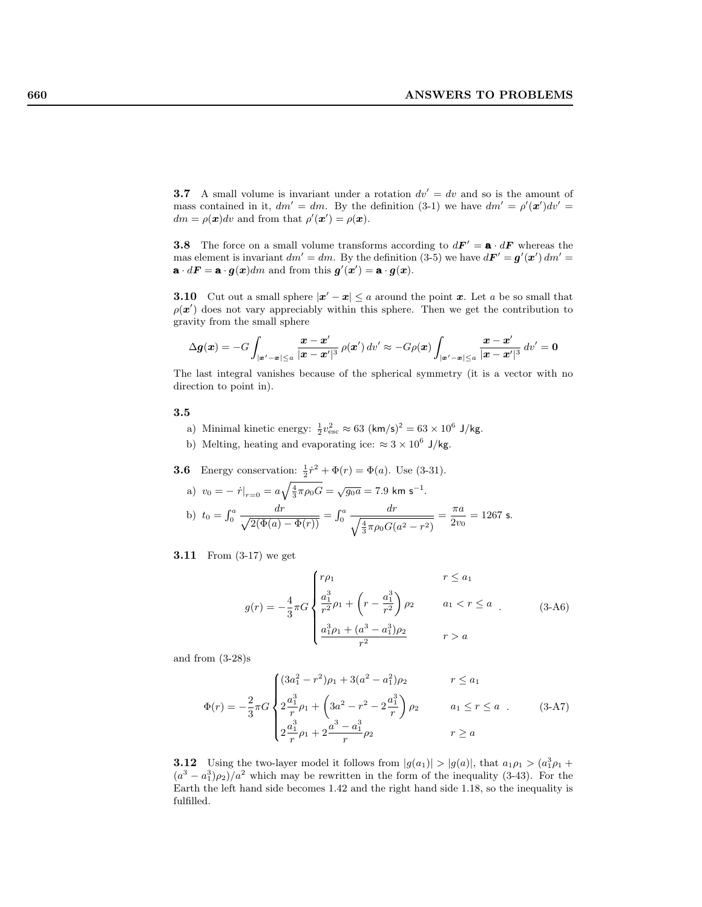**3.7** A small volume is invariant under a rotation $dv' = dv$ and so is the amount of mass contained in it, $dm' = dm$. By the definition (3-1) we have $dm' = \rho'(\boldsymbol{x}')dv' = dm = \rho(\boldsymbol{x})dv$ and from that $\rho'(\boldsymbol{x}') = \rho(\boldsymbol{x})$.

**3.8** The force on a small volume transforms according to $d\boldsymbol{F}' = \mathbf{a} \cdot d\boldsymbol{F}$ whereas the mas element is invariant $dm' = dm$. By the definition (3-5) we have $d\boldsymbol{F}' = \boldsymbol{g}'(\boldsymbol{x}')\, dm' = \mathbf{a} \cdot d\boldsymbol{F} = \mathbf{a} \cdot \boldsymbol{g}(\boldsymbol{x})dm$ and from this $\boldsymbol{g}'(\boldsymbol{x}') = \mathbf{a} \cdot \boldsymbol{g}(\boldsymbol{x})$.

**3.10** Cut out a small sphere $|\boldsymbol{x}' - \boldsymbol{x}| \leq a$ around the point $\boldsymbol{x}$. Let $a$ be so small that $\rho(\boldsymbol{x}')$ does not vary appreciably within this sphere. Then we get the contribution to gravity from the small sphere

$$\Delta \boldsymbol{g}(\boldsymbol{x}) = -G \int_{|\boldsymbol{x}'-\boldsymbol{x}| \leq a} \frac{\boldsymbol{x} - \boldsymbol{x}'}{|\boldsymbol{x} - \boldsymbol{x}'|^3}\, \rho(\boldsymbol{x}')\, dv' \approx -G\rho(\boldsymbol{x}) \int_{|\boldsymbol{x}'-\boldsymbol{x}| \leq a} \frac{\boldsymbol{x} - \boldsymbol{x}'}{|\boldsymbol{x} - \boldsymbol{x}'|^3}\, dv' = \mathbf{0}$$

The last integral vanishes because of the spherical symmetry (it is a vector with no direction to point in).

**3.5**

a) Minimal kinetic energy: $\frac{1}{2}v_{\text{esc}}^2 \approx 63\ (\text{km/s})^2 = 63 \times 10^6\ \text{J/kg}$.

b) Melting, heating and evaporating ice: $\approx 3 \times 10^6\ \text{J/kg}$.

**3.6** Energy conservation: $\frac{1}{2}\dot{r}^2 + \Phi(r) = \Phi(a)$. Use (3-31).

a) $v_0 = -\left.\dot{r}\right|_{r=0} = a\sqrt{\frac{4}{3}\pi\rho_0 G} = \sqrt{g_0 a} = 7.9\ \text{km s}^{-1}$.

b) $t_0 = \int_0^a \dfrac{dr}{\sqrt{2(\Phi(a) - \Phi(r))}} = \int_0^a \dfrac{dr}{\sqrt{\frac{4}{3}\pi\rho_0 G(a^2 - r^2)}} = \dfrac{\pi a}{2v_0} = 1267\ \text{s}$.

**3.11** From (3-17) we get

$$g(r) = -\frac{4}{3}\pi G \begin{cases} r\rho_1 & r \leq a_1 \\ \dfrac{a_1^3}{r^2}\rho_1 + \left(r - \dfrac{a_1^3}{r^2}\right)\rho_2 & a_1 < r \leq a \\ \dfrac{a_1^3\rho_1 + (a^3 - a_1^3)\rho_2}{r^2} & r > a \end{cases} . \tag{3-A6}$$

and from (3-28)s

$$\Phi(r) = -\frac{2}{3}\pi G \begin{cases} (3a_1^2 - r^2)\rho_1 + 3(a^2 - a_1^2)\rho_2 & r \leq a_1 \\ 2\dfrac{a_1^3}{r}\rho_1 + \left(3a^2 - r^2 - 2\dfrac{a_1^3}{r}\right)\rho_2 & a_1 \leq r \leq a \\ 2\dfrac{a_1^3}{r}\rho_1 + 2\dfrac{a^3 - a_1^3}{r}\rho_2 & r \geq a \end{cases} . \tag{3-A7}$$

**3.12** Using the two-layer model it follows from $|g(a_1)| > |g(a)|$, that $a_1\rho_1 > (a_1^3\rho_1 + (a^3 - a_1^3)\rho_2)/a^2$ which may be rewritten in the form of the inequality (3-43). For the Earth the left hand side becomes 1.42 and the right hand side 1.18, so the inequality is fulfilled.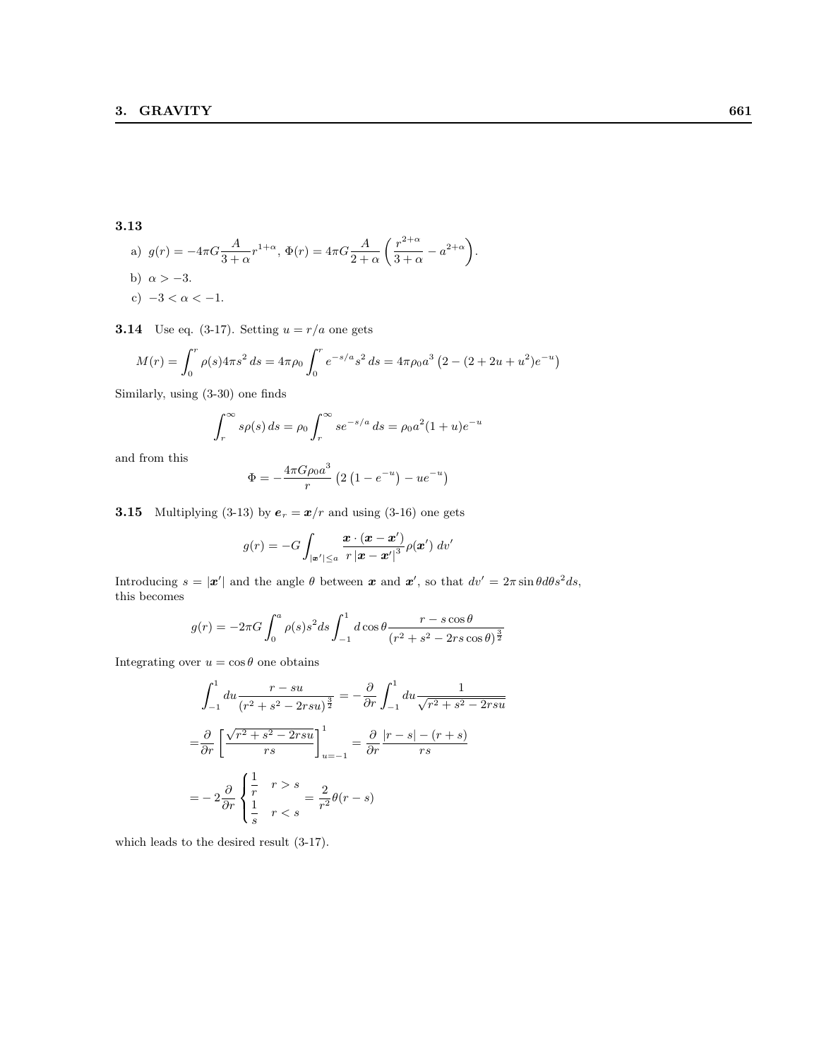**3.13**

a) $g(r) = -4\pi G \dfrac{A}{3+\alpha} r^{1+\alpha}$, $\Phi(r) = 4\pi G \dfrac{A}{2+\alpha}\left(\dfrac{r^{2+\alpha}}{3+\alpha} - a^{2+\alpha}\right)$.

b) $\alpha > -3$.

c) $-3 < \alpha < -1$.

**3.14** Use eq. (3-17). Setting $u = r/a$ one gets

$$M(r) = \int_0^r \rho(s) 4\pi s^2\, ds = 4\pi\rho_0 \int_0^r e^{-s/a} s^2\, ds = 4\pi\rho_0 a^3 \left(2 - (2 + 2u + u^2)e^{-u}\right)$$

Similarly, using (3-30) one finds

$$\int_r^\infty s\rho(s)\, ds = \rho_0 \int_r^\infty s e^{-s/a}\, ds = \rho_0 a^2 (1+u) e^{-u}$$

and from this

$$\Phi = -\frac{4\pi G \rho_0 a^3}{r}\left(2\left(1 - e^{-u}\right) - u e^{-u}\right)$$

**3.15** Multiplying (3-13) by $\boldsymbol{e}_r = \boldsymbol{x}/r$ and using (3-16) one gets

$$g(r) = -G \int_{|\boldsymbol{x}'| \le a} \frac{\boldsymbol{x}\cdot(\boldsymbol{x} - \boldsymbol{x}')}{r\,|\boldsymbol{x} - \boldsymbol{x}'|^3} \rho(\boldsymbol{x}')\, dv'$$

Introducing $s = |\boldsymbol{x}'|$ and the angle $\theta$ between $\boldsymbol{x}$ and $\boldsymbol{x}'$, so that $dv' = 2\pi \sin\theta d\theta s^2 ds$, this becomes

$$g(r) = -2\pi G \int_0^a \rho(s) s^2 ds \int_{-1}^1 d\cos\theta \frac{r - s\cos\theta}{(r^2 + s^2 - 2rs\cos\theta)^{\frac{3}{2}}}$$

Integrating over $u = \cos\theta$ one obtains

$$\begin{aligned}
\int_{-1}^1 du \frac{r - su}{(r^2 + s^2 - 2rsu)^{\frac{3}{2}}} &= -\frac{\partial}{\partial r}\int_{-1}^1 du \frac{1}{\sqrt{r^2 + s^2 - 2rsu}} \\
=& \frac{\partial}{\partial r}\left[\frac{\sqrt{r^2 + s^2 - 2rsu}}{rs}\right]_{u=-1}^1 = \frac{\partial}{\partial r}\frac{|r - s| - (r + s)}{rs} \\
=& -2\frac{\partial}{\partial r}\begin{cases} \dfrac{1}{r} & r > s \\ \dfrac{1}{s} & r < s \end{cases} = \frac{2}{r^2}\theta(r - s)
\end{aligned}$$

which leads to the desired result (3-17).